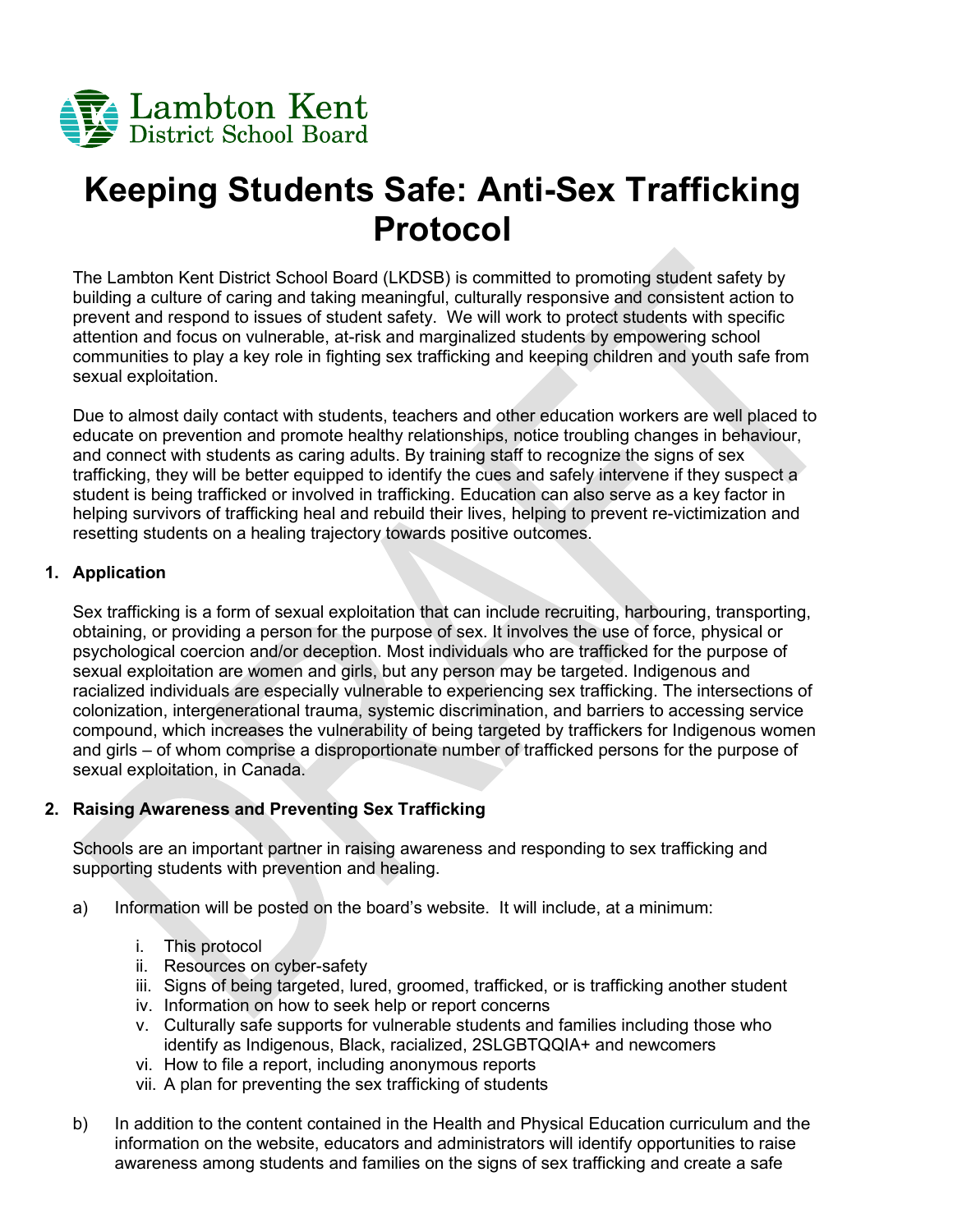Lambton Kent District School Board

# Keeping Students Safe: Anti-Sex Trafficking Protocol

The Lambton Kent District School Board (LKDSB) is committed to promoting student safety by building a culture of caring and taking meaningful, culturally responsive and consistent action to prevent and respond to issues of student safety. We will work to protect students with specific attention and focus on vulnerable, at-risk and marginalized students by empowering school communities to play a key role in fighting sex trafficking and keeping children and youth safe from sexual exploitation.

Due to almost daily contact with students, teachers and other education workers are well placed to educate on prevention and promote healthy relationships, notice troubling changes in behaviour, and connect with students as caring adults. By training staff to recognize the signs of sex trafficking, they will be better equipped to identify the cues and safely intervene if they suspect a student is being trafficked or involved in trafficking. Education can also serve as a key factor in helping survivors of trafficking heal and rebuild their lives, helping to prevent re-victimization and resetting students on a healing trajectory towards positive outcomes.

## 1. Application

Sex trafficking is a form of sexual exploitation that can include recruiting, harbouring, transporting, obtaining, or providing a person for the purpose of sex. It involves the use of force, physical or psychological coercion and/or deception. Most individuals who are trafficked for the purpose of sexual exploitation are women and girls, but any person may be targeted. Indigenous and racialized individuals are especially vulnerable to experiencing sex trafficking. The intersections of colonization, intergenerational trauma, systemic discrimination, and barriers to accessing service compound, which increases the vulnerability of being targeted by traffickers for Indigenous women and girls – of whom comprise a disproportionate number of trafficked persons for the purpose of sexual exploitation, in Canada.

## 2. Raising Awareness and Preventing Sex Trafficking

Schools are an important partner in raising awareness and responding to sex trafficking and supporting students with prevention and healing.

a) Information will be posted on the board's website. It will include, at a minimum:

   i. This protocol
   ii. Resources on cyber-safety
   iii. Signs of being targeted, lured, groomed, trafficked, or is trafficking another student
   iv. Information on how to seek help or report concerns
   v. Culturally safe supports for vulnerable students and families including those who identify as Indigenous, Black, racialized, 2SLGBTQQIA+ and newcomers
   vi. How to file a report, including anonymous reports
   vii. A plan for preventing the sex trafficking of students

b) In addition to the content contained in the Health and Physical Education curriculum and the information on the website, educators and administrators will identify opportunities to raise awareness among students and families on the signs of sex trafficking and create a safe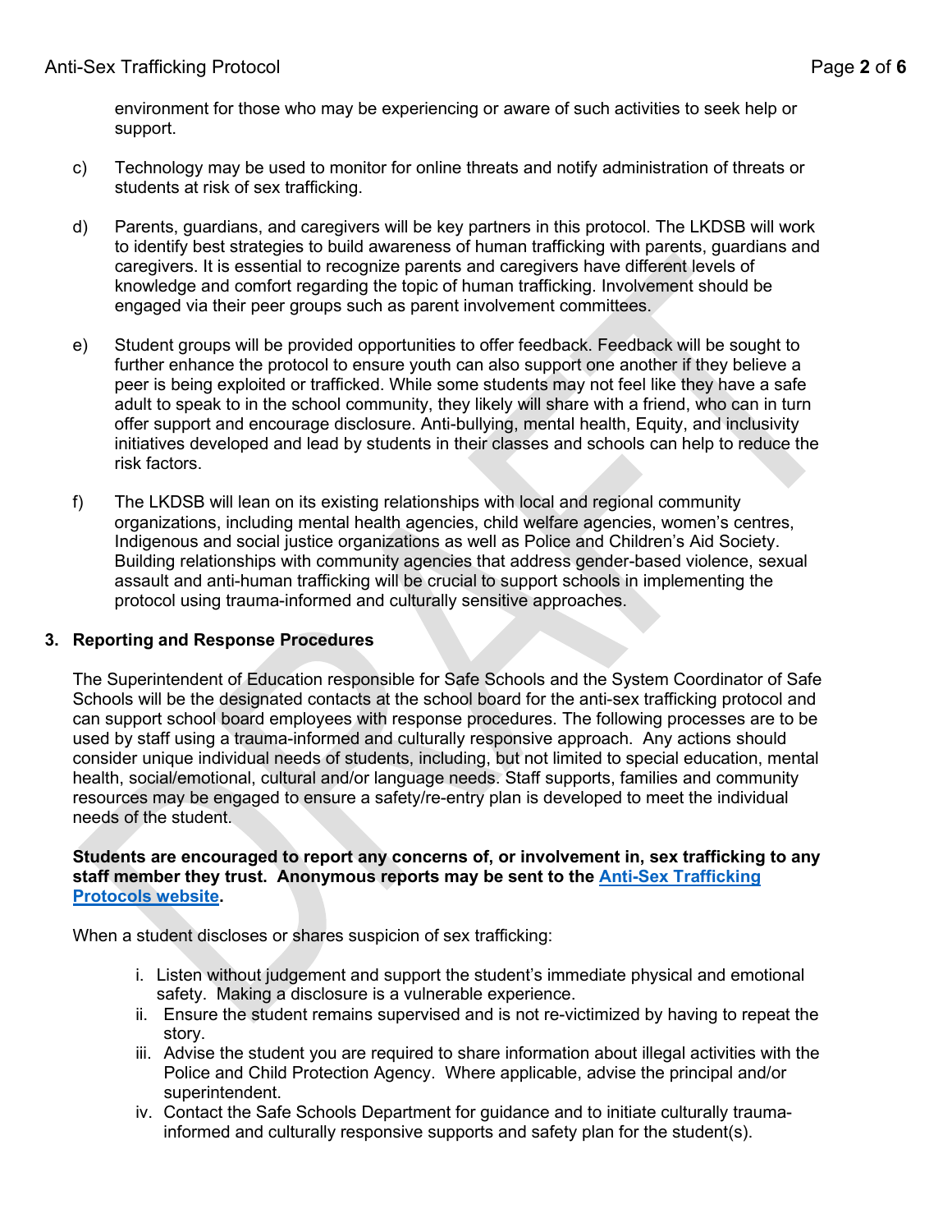environment for those who may be experiencing or aware of such activities to seek help or support.

c) Technology may be used to monitor for online threats and notify administration of threats or students at risk of sex trafficking.

d) Parents, guardians, and caregivers will be key partners in this protocol. The LKDSB will work to identify best strategies to build awareness of human trafficking with parents, guardians and caregivers. It is essential to recognize parents and caregivers have different levels of knowledge and comfort regarding the topic of human trafficking. Involvement should be engaged via their peer groups such as parent involvement committees.

e) Student groups will be provided opportunities to offer feedback. Feedback will be sought to further enhance the protocol to ensure youth can also support one another if they believe a peer is being exploited or trafficked. While some students may not feel like they have a safe adult to speak to in the school community, they likely will share with a friend, who can in turn offer support and encourage disclosure. Anti-bullying, mental health, Equity, and inclusivity initiatives developed and lead by students in their classes and schools can help to reduce the risk factors.

f) The LKDSB will lean on its existing relationships with local and regional community organizations, including mental health agencies, child welfare agencies, women's centres, Indigenous and social justice organizations as well as Police and Children's Aid Society. Building relationships with community agencies that address gender-based violence, sexual assault and anti-human trafficking will be crucial to support schools in implementing the protocol using trauma-informed and culturally sensitive approaches.

## 3. Reporting and Response Procedures

The Superintendent of Education responsible for Safe Schools and the System Coordinator of Safe Schools will be the designated contacts at the school board for the anti-sex trafficking protocol and can support school board employees with response procedures. The following processes are to be used by staff using a trauma-informed and culturally responsive approach. Any actions should consider unique individual needs of students, including, but not limited to special education, mental health, social/emotional, cultural and/or language needs. Staff supports, families and community resources may be engaged to ensure a safety/re-entry plan is developed to meet the individual needs of the student.

**Students are encouraged to report any concerns of, or involvement in, sex trafficking to any staff member they trust. Anonymous reports may be sent to the [Anti-Sex Trafficking Protocols website](#).**

When a student discloses or shares suspicion of sex trafficking:

i. Listen without judgement and support the student's immediate physical and emotional safety. Making a disclosure is a vulnerable experience.
ii. Ensure the student remains supervised and is not re-victimized by having to repeat the story.
iii. Advise the student you are required to share information about illegal activities with the Police and Child Protection Agency. Where applicable, advise the principal and/or superintendent.
iv. Contact the Safe Schools Department for guidance and to initiate culturally trauma-informed and culturally responsive supports and safety plan for the student(s).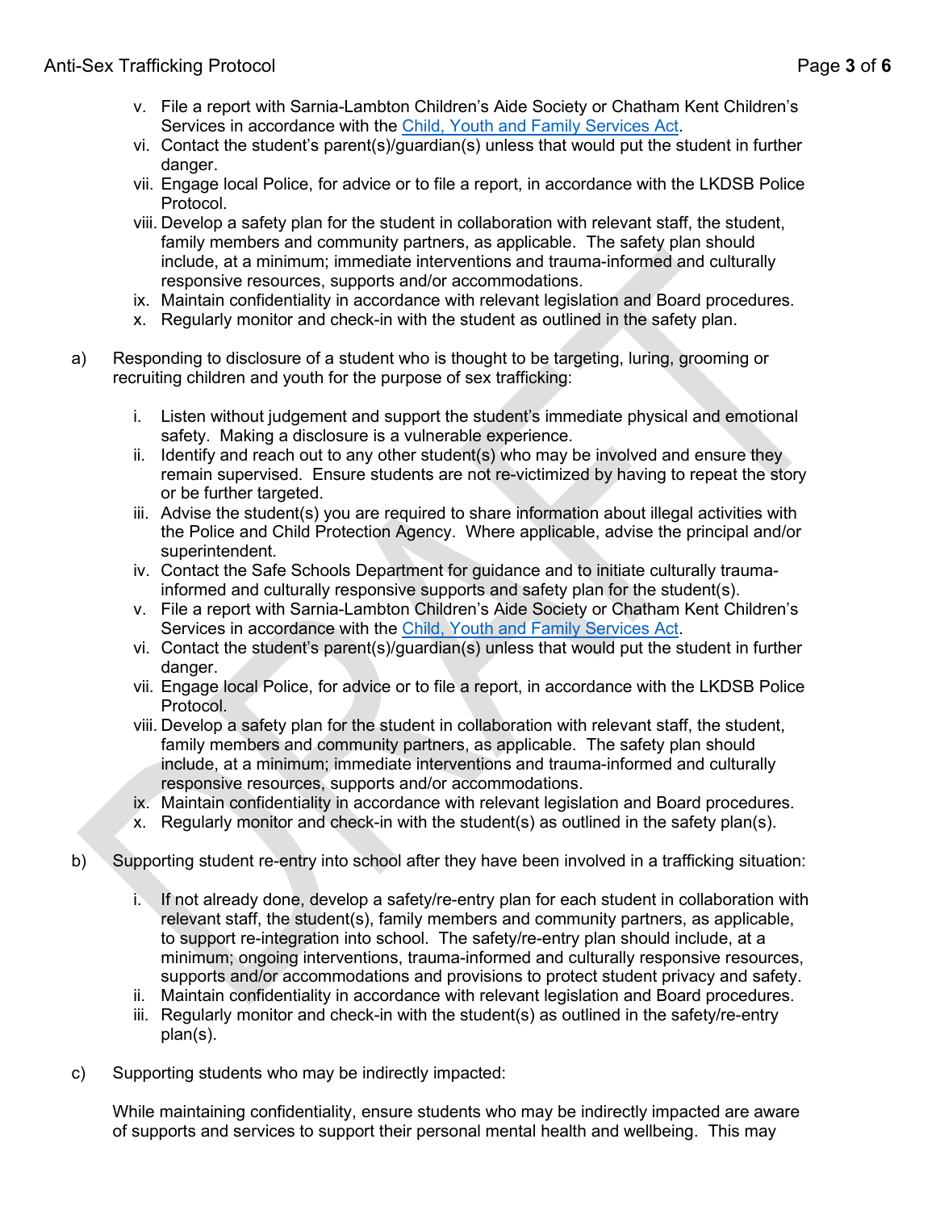v. File a report with Sarnia-Lambton Children's Aide Society or Chatham Kent Children's Services in accordance with the [Child, Youth and Family Services Act](#).
vi. Contact the student's parent(s)/guardian(s) unless that would put the student in further danger.
vii. Engage local Police, for advice or to file a report, in accordance with the LKDSB Police Protocol.
viii. Develop a safety plan for the student in collaboration with relevant staff, the student, family members and community partners, as applicable. The safety plan should include, at a minimum; immediate interventions and trauma-informed and culturally responsive resources, supports and/or accommodations.
ix. Maintain confidentiality in accordance with relevant legislation and Board procedures.
x. Regularly monitor and check-in with the student as outlined in the safety plan.

a) Responding to disclosure of a student who is thought to be targeting, luring, grooming or recruiting children and youth for the purpose of sex trafficking:

   i. Listen without judgement and support the student's immediate physical and emotional safety. Making a disclosure is a vulnerable experience.
   ii. Identify and reach out to any other student(s) who may be involved and ensure they remain supervised. Ensure students are not re-victimized by having to repeat the story or be further targeted.
   iii. Advise the student(s) you are required to share information about illegal activities with the Police and Child Protection Agency. Where applicable, advise the principal and/or superintendent.
   iv. Contact the Safe Schools Department for guidance and to initiate culturally trauma-informed and culturally responsive supports and safety plan for the student(s).
   v. File a report with Sarnia-Lambton Children's Aide Society or Chatham Kent Children's Services in accordance with the [Child, Youth and Family Services Act](#).
   vi. Contact the student's parent(s)/guardian(s) unless that would put the student in further danger.
   vii. Engage local Police, for advice or to file a report, in accordance with the LKDSB Police Protocol.
   viii. Develop a safety plan for the student in collaboration with relevant staff, the student, family members and community partners, as applicable. The safety plan should include, at a minimum; immediate interventions and trauma-informed and culturally responsive resources, supports and/or accommodations.
   ix. Maintain confidentiality in accordance with relevant legislation and Board procedures.
   x. Regularly monitor and check-in with the student(s) as outlined in the safety plan(s).

b) Supporting student re-entry into school after they have been involved in a trafficking situation:

   i. If not already done, develop a safety/re-entry plan for each student in collaboration with relevant staff, the student(s), family members and community partners, as applicable, to support re-integration into school. The safety/re-entry plan should include, at a minimum; ongoing interventions, trauma-informed and culturally responsive resources, supports and/or accommodations and provisions to protect student privacy and safety.
   ii. Maintain confidentiality in accordance with relevant legislation and Board procedures.
   iii. Regularly monitor and check-in with the student(s) as outlined in the safety/re-entry plan(s).

c) Supporting students who may be indirectly impacted:

   While maintaining confidentiality, ensure students who may be indirectly impacted are aware of supports and services to support their personal mental health and wellbeing. This may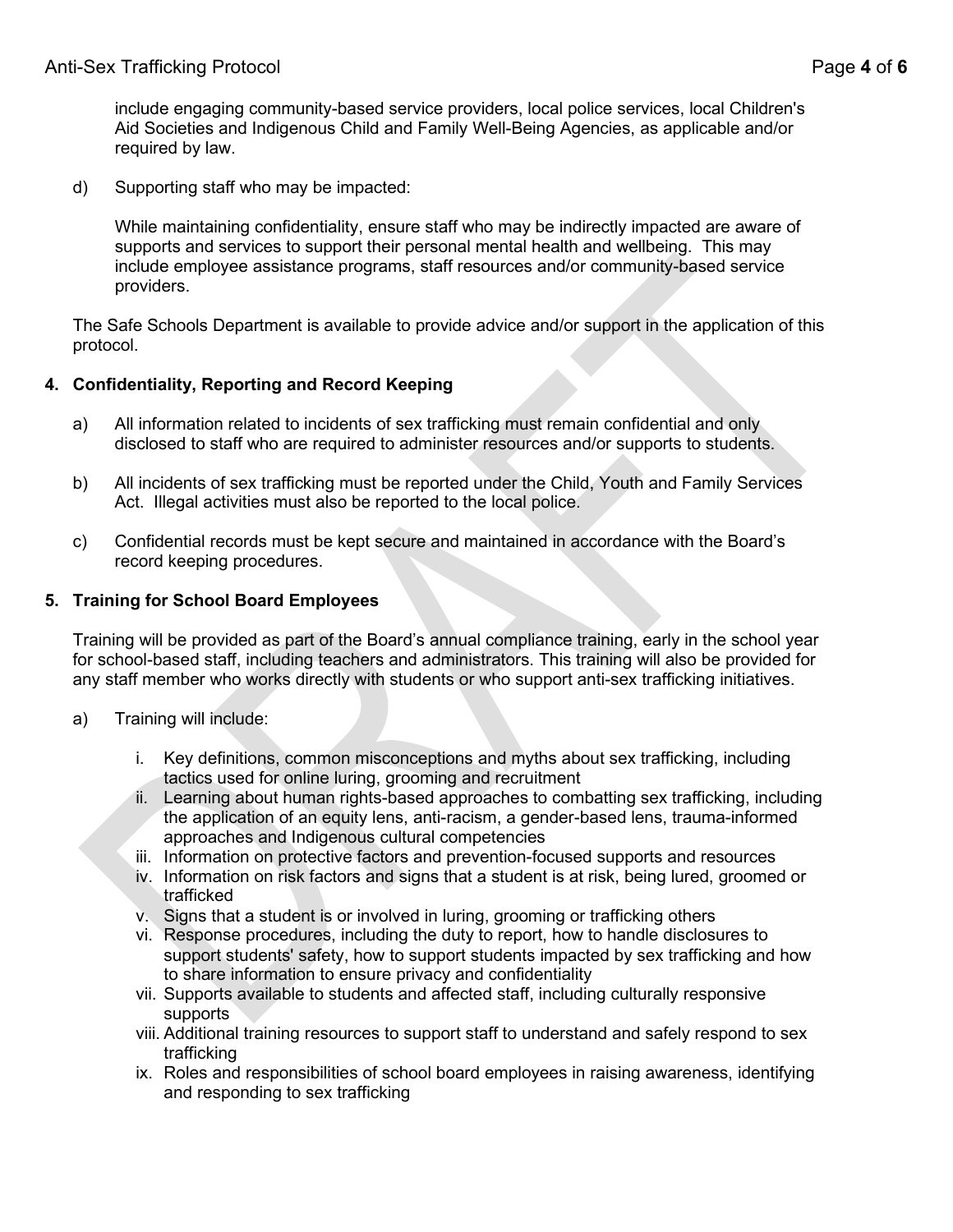include engaging community-based service providers, local police services, local Children's Aid Societies and Indigenous Child and Family Well-Being Agencies, as applicable and/or required by law.

d) Supporting staff who may be impacted:

While maintaining confidentiality, ensure staff who may be indirectly impacted are aware of supports and services to support their personal mental health and wellbeing. This may include employee assistance programs, staff resources and/or community-based service providers.

The Safe Schools Department is available to provide advice and/or support in the application of this protocol.

**4. Confidentiality, Reporting and Record Keeping**

a) All information related to incidents of sex trafficking must remain confidential and only disclosed to staff who are required to administer resources and/or supports to students.

b) All incidents of sex trafficking must be reported under the Child, Youth and Family Services Act. Illegal activities must also be reported to the local police.

c) Confidential records must be kept secure and maintained in accordance with the Board's record keeping procedures.

**5. Training for School Board Employees**

Training will be provided as part of the Board's annual compliance training, early in the school year for school-based staff, including teachers and administrators. This training will also be provided for any staff member who works directly with students or who support anti-sex trafficking initiatives.

a) Training will include:

i. Key definitions, common misconceptions and myths about sex trafficking, including tactics used for online luring, grooming and recruitment
ii. Learning about human rights-based approaches to combatting sex trafficking, including the application of an equity lens, anti-racism, a gender-based lens, trauma-informed approaches and Indigenous cultural competencies
iii. Information on protective factors and prevention-focused supports and resources
iv. Information on risk factors and signs that a student is at risk, being lured, groomed or trafficked
v. Signs that a student is or involved in luring, grooming or trafficking others
vi. Response procedures, including the duty to report, how to handle disclosures to support students' safety, how to support students impacted by sex trafficking and how to share information to ensure privacy and confidentiality
vii. Supports available to students and affected staff, including culturally responsive supports
viii. Additional training resources to support staff to understand and safely respond to sex trafficking
ix. Roles and responsibilities of school board employees in raising awareness, identifying and responding to sex trafficking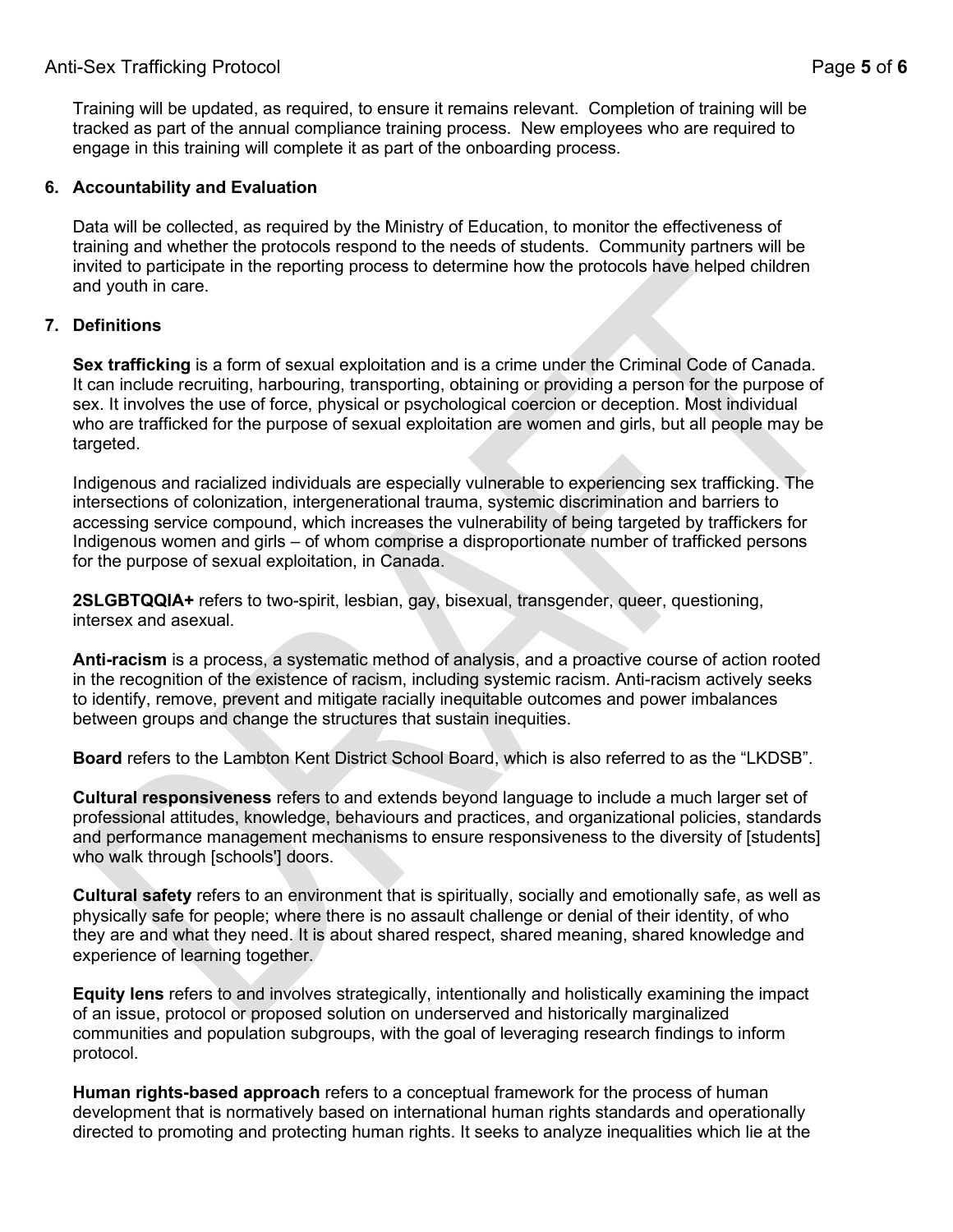Training will be updated, as required, to ensure it remains relevant. Completion of training will be tracked as part of the annual compliance training process. New employees who are required to engage in this training will complete it as part of the onboarding process.

## 6. Accountability and Evaluation

Data will be collected, as required by the Ministry of Education, to monitor the effectiveness of training and whether the protocols respond to the needs of students. Community partners will be invited to participate in the reporting process to determine how the protocols have helped children and youth in care.

## 7. Definitions

**Sex trafficking** is a form of sexual exploitation and is a crime under the Criminal Code of Canada. It can include recruiting, harbouring, transporting, obtaining or providing a person for the purpose of sex. It involves the use of force, physical or psychological coercion or deception. Most individual who are trafficked for the purpose of sexual exploitation are women and girls, but all people may be targeted.

Indigenous and racialized individuals are especially vulnerable to experiencing sex trafficking. The intersections of colonization, intergenerational trauma, systemic discrimination and barriers to accessing service compound, which increases the vulnerability of being targeted by traffickers for Indigenous women and girls – of whom comprise a disproportionate number of trafficked persons for the purpose of sexual exploitation, in Canada.

**2SLGBTQQIA+** refers to two-spirit, lesbian, gay, bisexual, transgender, queer, questioning, intersex and asexual.

**Anti-racism** is a process, a systematic method of analysis, and a proactive course of action rooted in the recognition of the existence of racism, including systemic racism. Anti-racism actively seeks to identify, remove, prevent and mitigate racially inequitable outcomes and power imbalances between groups and change the structures that sustain inequities.

**Board** refers to the Lambton Kent District School Board, which is also referred to as the "LKDSB".

**Cultural responsiveness** refers to and extends beyond language to include a much larger set of professional attitudes, knowledge, behaviours and practices, and organizational policies, standards and performance management mechanisms to ensure responsiveness to the diversity of [students] who walk through [schools'] doors.

**Cultural safety** refers to an environment that is spiritually, socially and emotionally safe, as well as physically safe for people; where there is no assault challenge or denial of their identity, of who they are and what they need. It is about shared respect, shared meaning, shared knowledge and experience of learning together.

**Equity lens** refers to and involves strategically, intentionally and holistically examining the impact of an issue, protocol or proposed solution on underserved and historically marginalized communities and population subgroups, with the goal of leveraging research findings to inform protocol.

**Human rights-based approach** refers to a conceptual framework for the process of human development that is normatively based on international human rights standards and operationally directed to promoting and protecting human rights. It seeks to analyze inequalities which lie at the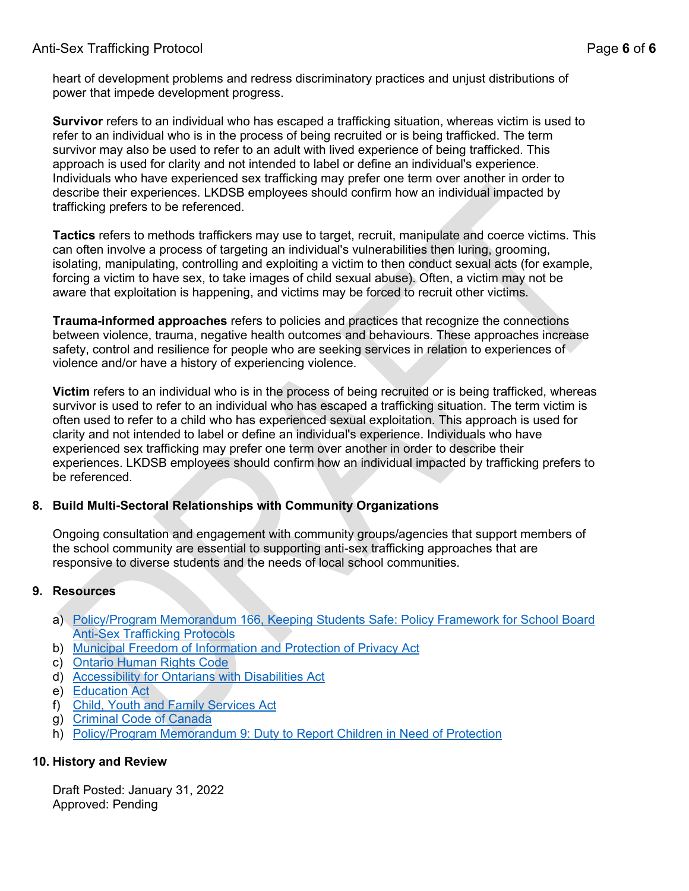heart of development problems and redress discriminatory practices and unjust distributions of power that impede development progress.

**Survivor** refers to an individual who has escaped a trafficking situation, whereas victim is used to refer to an individual who is in the process of being recruited or is being trafficked. The term survivor may also be used to refer to an adult with lived experience of being trafficked. This approach is used for clarity and not intended to label or define an individual's experience. Individuals who have experienced sex trafficking may prefer one term over another in order to describe their experiences. LKDSB employees should confirm how an individual impacted by trafficking prefers to be referenced.

**Tactics** refers to methods traffickers may use to target, recruit, manipulate and coerce victims. This can often involve a process of targeting an individual's vulnerabilities then luring, grooming, isolating, manipulating, controlling and exploiting a victim to then conduct sexual acts (for example, forcing a victim to have sex, to take images of child sexual abuse). Often, a victim may not be aware that exploitation is happening, and victims may be forced to recruit other victims.

**Trauma-informed approaches** refers to policies and practices that recognize the connections between violence, trauma, negative health outcomes and behaviours. These approaches increase safety, control and resilience for people who are seeking services in relation to experiences of violence and/or have a history of experiencing violence.

**Victim** refers to an individual who is in the process of being recruited or is being trafficked, whereas survivor is used to refer to an individual who has escaped a trafficking situation. The term victim is often used to refer to a child who has experienced sexual exploitation. This approach is used for clarity and not intended to label or define an individual's experience. Individuals who have experienced sex trafficking may prefer one term over another in order to describe their experiences. LKDSB employees should confirm how an individual impacted by trafficking prefers to be referenced.

## 8. Build Multi-Sectoral Relationships with Community Organizations

Ongoing consultation and engagement with community groups/agencies that support members of the school community are essential to supporting anti-sex trafficking approaches that are responsive to diverse students and the needs of local school communities.

## 9. Resources

a) Policy/Program Memorandum 166, Keeping Students Safe: Policy Framework for School Board Anti-Sex Trafficking Protocols
b) Municipal Freedom of Information and Protection of Privacy Act
c) Ontario Human Rights Code
d) Accessibility for Ontarians with Disabilities Act
e) Education Act
f) Child, Youth and Family Services Act
g) Criminal Code of Canada
h) Policy/Program Memorandum 9: Duty to Report Children in Need of Protection

## 10. History and Review

Draft Posted: January 31, 2022
Approved: Pending